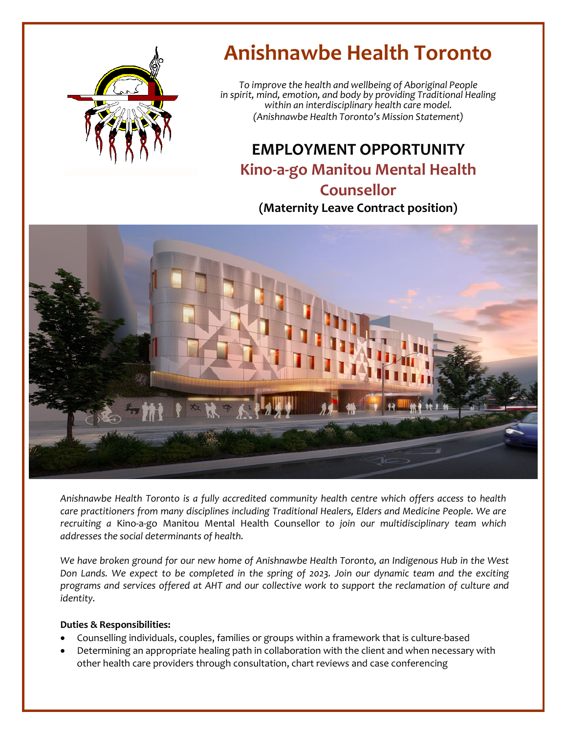# Anishnawbe Health Toronto

*To improve the health and wellbeing of Aboriginal People in spirit, mind, emotion, and body by providing Traditional Healing within an interdisciplinary health care model. (Anishnawbe Health Toronto's Mission Statement)*

## EMPLOYMENT OPPORTUNITY

## Kino-a-go Manitou Mental Health Counsellor

**(Maternity Leave Contract position)**

*Anishnawbe Health Toronto is a fully accredited community health centre which offers access to health care practitioners from many disciplines including Traditional Healers, Elders and Medicine People. We are recruiting a* Kino-a-go Manitou Mental Health Counsellor *to join our multidisciplinary team which addresses the social determinants of health.*

*We have broken ground for our new home of Anishnawbe Health Toronto, an Indigenous Hub in the West Don Lands. We expect to be completed in the spring of 2023. Join our dynamic team and the exciting programs and services offered at AHT and our collective work to support the reclamation of culture and identity.*

**Duties & Responsibilities:**

- Counselling individuals, couples, families or groups within a framework that is culture-based
- Determining an appropriate healing path in collaboration with the client and when necessary with other health care providers through consultation, chart reviews and case conferencing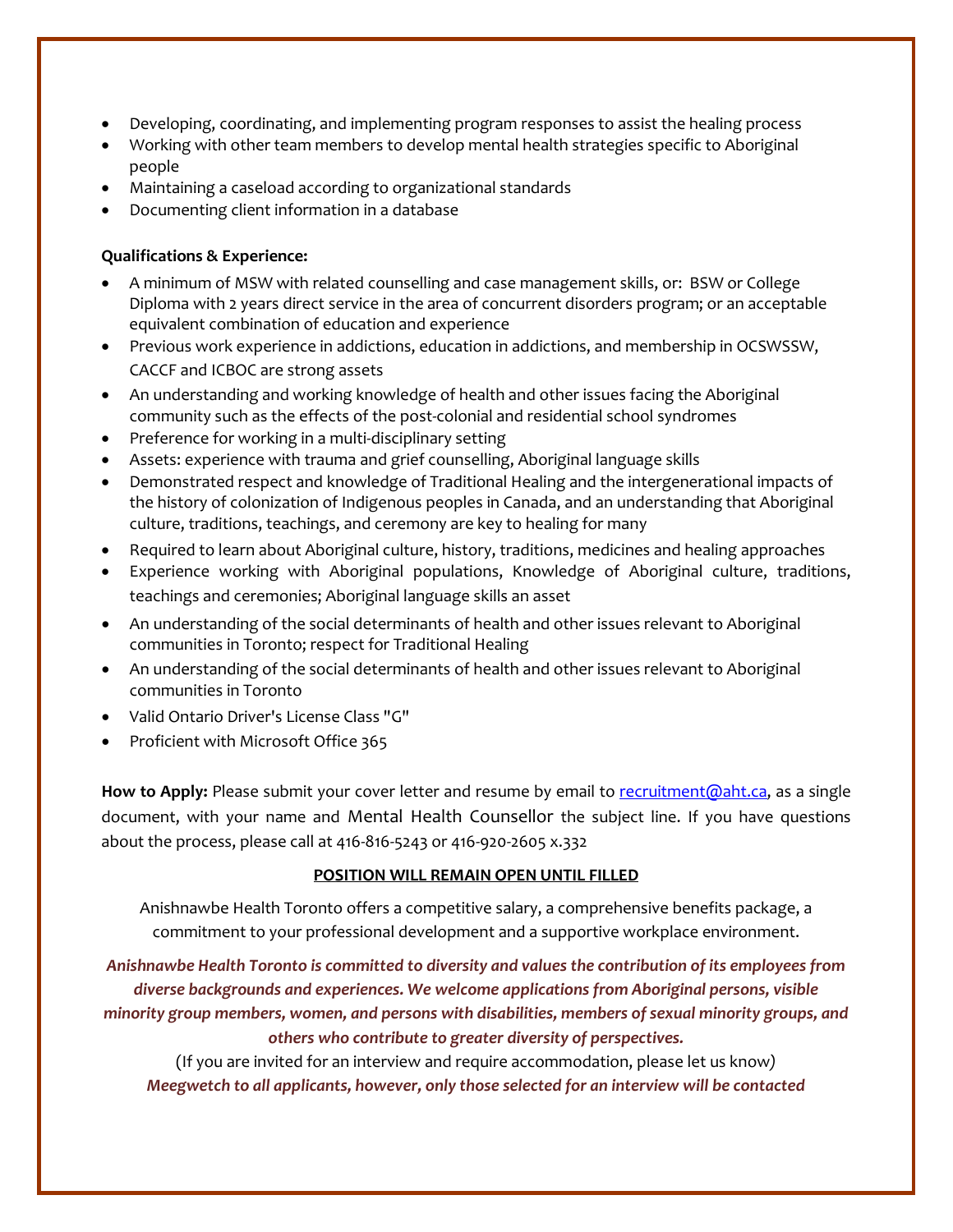- Developing, coordinating, and implementing program responses to assist the healing process
- Working with other team members to develop mental health strategies specific to Aboriginal people
- Maintaining a caseload according to organizational standards
- Documenting client information in a database

**Qualifications & Experience:**

- A minimum of MSW with related counselling and case management skills, or: BSW or College Diploma with 2 years direct service in the area of concurrent disorders program; or an acceptable equivalent combination of education and experience
- Previous work experience in addictions, education in addictions, and membership in OCSWSSW, CACCF and ICBOC are strong assets
- An understanding and working knowledge of health and other issues facing the Aboriginal community such as the effects of the post-colonial and residential school syndromes
- Preference for working in a multi-disciplinary setting
- Assets: experience with trauma and grief counselling, Aboriginal language skills
- Demonstrated respect and knowledge of Traditional Healing and the intergenerational impacts of the history of colonization of Indigenous peoples in Canada, and an understanding that Aboriginal culture, traditions, teachings, and ceremony are key to healing for many
- Required to learn about Aboriginal culture, history, traditions, medicines and healing approaches
- Experience working with Aboriginal populations, Knowledge of Aboriginal culture, traditions, teachings and ceremonies; Aboriginal language skills an asset
- An understanding of the social determinants of health and other issues relevant to Aboriginal communities in Toronto; respect for Traditional Healing
- An understanding of the social determinants of health and other issues relevant to Aboriginal communities in Toronto
- Valid Ontario Driver's License Class "G"
- Proficient with Microsoft Office 365

**How to Apply:** Please submit your cover letter and resume by email to [recruitment@aht.ca](mailto:recruitment@aht.ca), as a single document, with your name and Mental Health Counsellor the subject line. If you have questions about the process, please call at 416-816-5243 or 416-920-2605 x.332

**<u>POSITION WILL REMAIN OPEN UNTIL FILLED</u>**

Anishnawbe Health Toronto offers a competitive salary, a comprehensive benefits package, a commitment to your professional development and a supportive workplace environment.

***Anishnawbe Health Toronto is committed to diversity and values the contribution of its employees from diverse backgrounds and experiences. We welcome applications from Aboriginal persons, visible minority group members, women, and persons with disabilities, members of sexual minority groups, and others who contribute to greater diversity of perspectives.***

(If you are invited for an interview and require accommodation, please let us know)

***Meegwetch to all applicants, however, only those selected for an interview will be contacted***